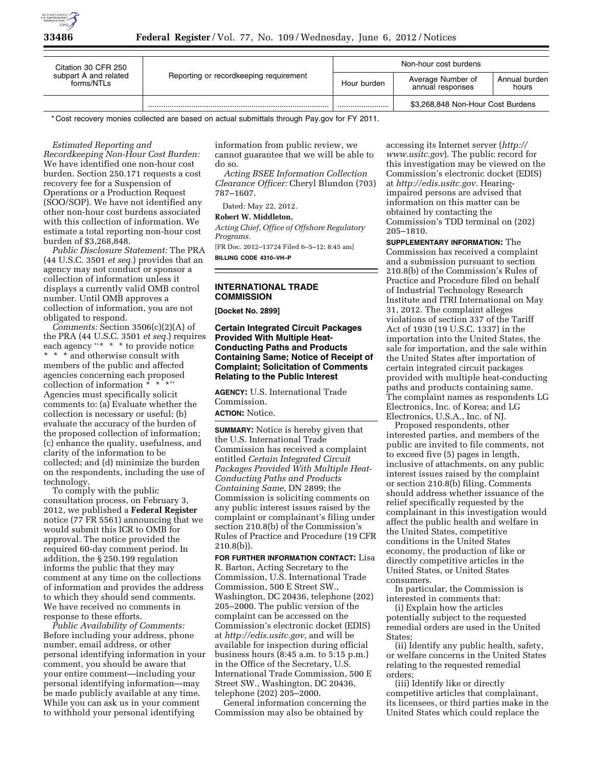| Citation 30 CFR 250 subpart A and related forms/NTLs | Reporting or recordkeeping requirement | Non-hour cost burdens | | |
|---|---|---|---|---|
| | | Hour burden | Average Number of annual responses | Annual burden hours |
| | ........................................................................................ | ........................ | $3,268,848 Non-Hour Cost Burdens | |

* Cost recovery monies collected are based on actual submittals through Pay.gov for FY 2011.

*Estimated Reporting and Recordkeeping Non-Hour Cost Burden:* We have identified one non-hour cost burden. Section 250.171 requests a cost recovery fee for a Suspension of Operations or a Production Request (SOO/SOP). We have not identified any other non-hour cost burdens associated with this collection of information. We estimate a total reporting non-hour cost burden of $3,268,848.

*Public Disclosure Statement:* The PRA (44 U.S.C. 3501 *et seq.*) provides that an agency may not conduct or sponsor a collection of information unless it displays a currently valid OMB control number. Until OMB approves a collection of information, you are not obligated to respond.

*Comments:* Section 3506(c)(2)(A) of the PRA (44 U.S.C. 3501 *et seq.*) requires each agency ''* * * to provide notice * * * and otherwise consult with members of the public and affected agencies concerning each proposed collection of information * * *'' Agencies must specifically solicit comments to: (a) Evaluate whether the collection is necessary or useful; (b) evaluate the accuracy of the burden of the proposed collection of information; (c) enhance the quality, usefulness, and clarity of the information to be collected; and (d) minimize the burden on the respondents, including the use of technology.

To comply with the public consultation process, on February 3, 2012, we published a **Federal Register** notice (77 FR 5561) announcing that we would submit this ICR to OMB for approval. The notice provided the required 60-day comment period. In addition, the § 250.199 regulation informs the public that they may comment at any time on the collections of information and provides the address to which they should send comments. We have received no comments in response to these efforts.

*Public Availability of Comments:* Before including your address, phone number, email address, or other personal identifying information in your comment, you should be aware that your entire comment—including your personal identifying information—may be made publicly available at any time. While you can ask us in your comment to withhold your personal identifying information from public review, we cannot guarantee that we will be able to do so.

*Acting BSEE Information Collection Clearance Officer:* Cheryl Blundon (703) 787–1607.

Dated: May 22, 2012.

**Robert W. Middleton,**

*Acting Chief, Office of Offshore Regulatory Programs.*

[FR Doc. 2012–13724 Filed 6–5–12; 8:45 am]

**BILLING CODE 4310–VH–P**

## INTERNATIONAL TRADE COMMISSION

**[Docket No. 2899]**

### Certain Integrated Circuit Packages Provided With Multiple Heat-Conducting Paths and Products Containing Same; Notice of Receipt of Complaint; Solicitation of Comments Relating to the Public Interest

**AGENCY:** U.S. International Trade Commission.

**ACTION:** Notice.

**SUMMARY:** Notice is hereby given that the U.S. International Trade Commission has received a complaint entitled *Certain Integrated Circuit Packages Provided With Multiple Heat-Conducting Paths and Products Containing Same,* DN 2899; the Commission is soliciting comments on any public interest issues raised by the complaint or complainant's filing under section 210.8(b) of the Commission's Rules of Practice and Procedure (19 CFR 210.8(b)).

**FOR FURTHER INFORMATION CONTACT:** Lisa R. Barton, Acting Secretary to the Commission, U.S. International Trade Commission, 500 E Street SW., Washington, DC 20436, telephone (202) 205–2000. The public version of the complaint can be accessed on the Commission's electronic docket (EDIS) at *http://edis.usitc.gov,* and will be available for inspection during official business hours (8:45 a.m. to 5:15 p.m.) in the Office of the Secretary, U.S. International Trade Commission, 500 E Street SW., Washington, DC 20436, telephone (202) 205–2000.

General information concerning the Commission may also be obtained by accessing its Internet server (*http://www.usitc.gov*). The public record for this investigation may be viewed on the Commission's electronic docket (EDIS) at *http://edis.usitc.gov.* Hearing-impaired persons are advised that information on this matter can be obtained by contacting the Commission's TDD terminal on (202) 205–1810.

**SUPPLEMENTARY INFORMATION:** The Commission has received a complaint and a submission pursuant to section 210.8(b) of the Commission's Rules of Practice and Procedure filed on behalf of Industrial Technology Research Institute and ITRI International on May 31, 2012. The complaint alleges violations of section 337 of the Tariff Act of 1930 (19 U.S.C. 1337) in the importation into the United States, the sale for importation, and the sale within the United States after importation of certain integrated circuit packages provided with multiple heat-conducting paths and products containing same. The complaint names as respondents LG Electronics, Inc. of Korea; and LG Electronics, U.S.A., Inc. of NJ.

Proposed respondents, other interested parties, and members of the public are invited to file comments, not to exceed five (5) pages in length, inclusive of attachments, on any public interest issues raised by the complaint or section 210.8(b) filing. Comments should address whether issuance of the relief specifically requested by the complainant in this investigation would affect the public health and welfare in the United States, competitive conditions in the United States economy, the production of like or directly competitive articles in the United States, or United States consumers.

In particular, the Commission is interested in comments that:

(i) Explain how the articles potentially subject to the requested remedial orders are used in the United States;

(ii) Identify any public health, safety, or welfare concerns in the United States relating to the requested remedial orders;

(iii) Identify like or directly competitive articles that complainant, its licensees, or third parties make in the United States which could replace the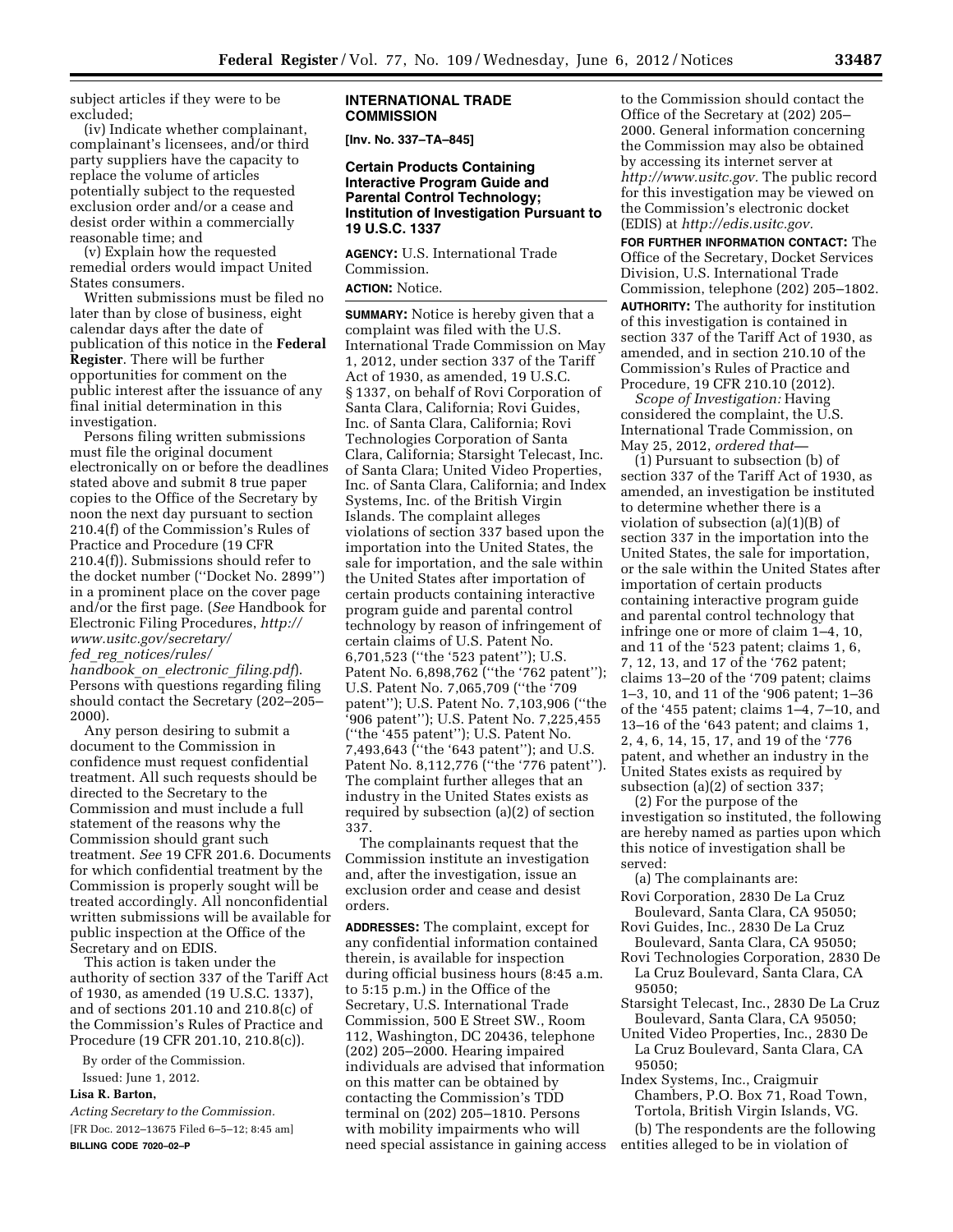subject articles if they were to be excluded;

(iv) Indicate whether complainant, complainant's licensees, and/or third party suppliers have the capacity to replace the volume of articles potentially subject to the requested exclusion order and/or a cease and desist order within a commercially reasonable time; and

(v) Explain how the requested remedial orders would impact United States consumers.

Written submissions must be filed no later than by close of business, eight calendar days after the date of publication of this notice in the **Federal Register**. There will be further opportunities for comment on the public interest after the issuance of any final initial determination in this investigation.

Persons filing written submissions must file the original document electronically on or before the deadlines stated above and submit 8 true paper copies to the Office of the Secretary by noon the next day pursuant to section 210.4(f) of the Commission's Rules of Practice and Procedure (19 CFR 210.4(f)). Submissions should refer to the docket number (''Docket No. 2899'') in a prominent place on the cover page and/or the first page. (*See* Handbook for Electronic Filing Procedures, *http://www.usitc.gov/secretary/fed_reg_notices/rules/handbook_on_electronic_filing.pdf*). Persons with questions regarding filing should contact the Secretary (202–205–2000).

Any person desiring to submit a document to the Commission in confidence must request confidential treatment. All such requests should be directed to the Secretary to the Commission and must include a full statement of the reasons why the Commission should grant such treatment. *See* 19 CFR 201.6. Documents for which confidential treatment by the Commission is properly sought will be treated accordingly. All nonconfidential written submissions will be available for public inspection at the Office of the Secretary and on EDIS.

This action is taken under the authority of section 337 of the Tariff Act of 1930, as amended (19 U.S.C. 1337), and of sections 201.10 and 210.8(c) of the Commission's Rules of Practice and Procedure (19 CFR 201.10, 210.8(c)).

By order of the Commission.

Issued: June 1, 2012.

**Lisa R. Barton,**

*Acting Secretary to the Commission.*

[FR Doc. 2012–13675 Filed 6–5–12; 8:45 am]

**BILLING CODE 7020–02–P**

## INTERNATIONAL TRADE COMMISSION

**[Inv. No. 337–TA–845]**

### Certain Products Containing Interactive Program Guide and Parental Control Technology; Institution of Investigation Pursuant to 19 U.S.C. 1337

**AGENCY:** U.S. International Trade Commission.

**ACTION:** Notice.

**SUMMARY:** Notice is hereby given that a complaint was filed with the U.S. International Trade Commission on May 1, 2012, under section 337 of the Tariff Act of 1930, as amended, 19 U.S.C. § 1337, on behalf of Rovi Corporation of Santa Clara, California; Rovi Guides, Inc. of Santa Clara, California; Rovi Technologies Corporation of Santa Clara, California; Starsight Telecast, Inc. of Santa Clara; United Video Properties, Inc. of Santa Clara, California; and Index Systems, Inc. of the British Virgin Islands. The complaint alleges violations of section 337 based upon the importation into the United States, the sale for importation, and the sale within the United States after importation of certain products containing interactive program guide and parental control technology by reason of infringement of certain claims of U.S. Patent No. 6,701,523 (''the '523 patent''); U.S. Patent No. 6,898,762 (''the '762 patent''); U.S. Patent No. 7,065,709 (''the '709 patent''); U.S. Patent No. 7,103,906 (''the '906 patent''); U.S. Patent No. 7,225,455 (''the '455 patent''); U.S. Patent No. 7,493,643 (''the '643 patent''); and U.S. Patent No. 8,112,776 (''the '776 patent''). The complaint further alleges that an industry in the United States exists as required by subsection (a)(2) of section 337.

The complainants request that the Commission institute an investigation and, after the investigation, issue an exclusion order and cease and desist orders.

**ADDRESSES:** The complaint, except for any confidential information contained therein, is available for inspection during official business hours (8:45 a.m. to 5:15 p.m.) in the Office of the Secretary, U.S. International Trade Commission, 500 E Street SW., Room 112, Washington, DC 20436, telephone (202) 205–2000. Hearing impaired individuals are advised that information on this matter can be obtained by contacting the Commission's TDD terminal on (202) 205–1810. Persons with mobility impairments who will need special assistance in gaining access to the Commission should contact the Office of the Secretary at (202) 205–2000. General information concerning the Commission may also be obtained by accessing its internet server at *http://www.usitc.gov*. The public record for this investigation may be viewed on the Commission's electronic docket (EDIS) at *http://edis.usitc.gov*.

**FOR FURTHER INFORMATION CONTACT:** The Office of the Secretary, Docket Services Division, U.S. International Trade Commission, telephone (202) 205–1802.

**AUTHORITY:** The authority for institution of this investigation is contained in section 337 of the Tariff Act of 1930, as amended, and in section 210.10 of the Commission's Rules of Practice and Procedure, 19 CFR 210.10 (2012).

*Scope of Investigation:* Having considered the complaint, the U.S. International Trade Commission, on May 25, 2012, *ordered that*—

(1) Pursuant to subsection (b) of section 337 of the Tariff Act of 1930, as amended, an investigation be instituted to determine whether there is a violation of subsection (a)(1)(B) of section 337 in the importation into the United States, the sale for importation, or the sale within the United States after importation of certain products containing interactive program guide and parental control technology that infringe one or more of claim 1–4, 10, and 11 of the '523 patent; claims 1, 6, 7, 12, 13, and 17 of the '762 patent; claims 13–20 of the '709 patent; claims 1–3, 10, and 11 of the '906 patent; 1–36 of the '455 patent; claims 1–4, 7–10, and 13–16 of the '643 patent; and claims 1, 2, 4, 6, 14, 15, 17, and 19 of the '776 patent, and whether an industry in the United States exists as required by subsection (a)(2) of section 337;

(2) For the purpose of the investigation so instituted, the following are hereby named as parties upon which this notice of investigation shall be served:

(a) The complainants are:

Rovi Corporation, 2830 De La Cruz Boulevard, Santa Clara, CA 95050;

Rovi Guides, Inc., 2830 De La Cruz Boulevard, Santa Clara, CA 95050;

Rovi Technologies Corporation, 2830 De La Cruz Boulevard, Santa Clara, CA 95050;

Starsight Telecast, Inc., 2830 De La Cruz Boulevard, Santa Clara, CA 95050;

United Video Properties, Inc., 2830 De La Cruz Boulevard, Santa Clara, CA 95050;

Index Systems, Inc., Craigmuir Chambers, P.O. Box 71, Road Town, Tortola, British Virgin Islands, VG.

(b) The respondents are the following entities alleged to be in violation of